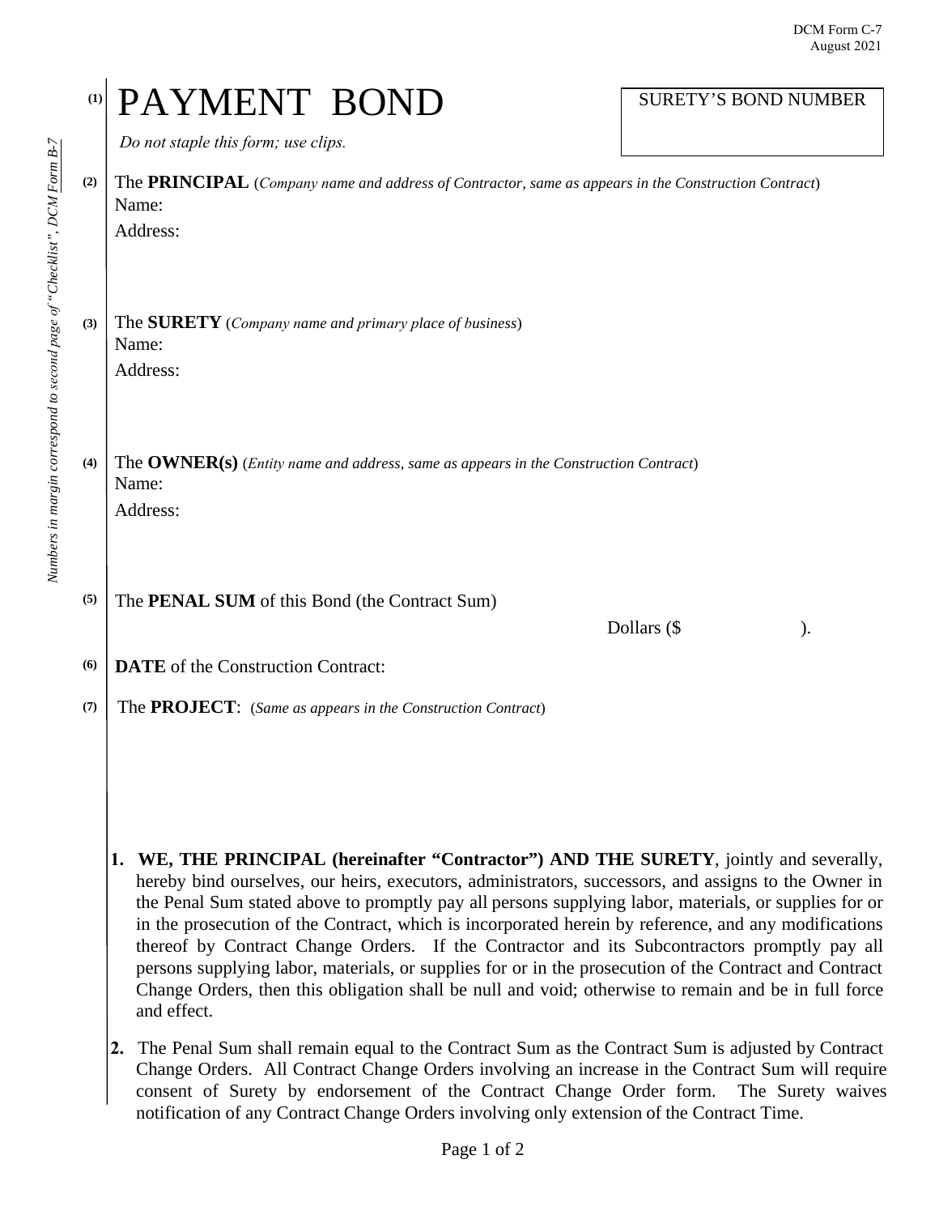DCM Form C-7
August 2021

(1) # PAYMENT BOND

*Do not staple this form; use clips.*

SURETY'S BOND NUMBER

*Numbers in margin correspond to second page of "Checklist", DCM Form B-7*

(2) The **PRINCIPAL** (*Company name and address of Contractor, same as appears in the Construction Contract*)
Name:
Address:

(3) The **SURETY** (*Company name and primary place of business*)
Name:
Address:

(4) The **OWNER(s)** (*Entity name and address, same as appears in the Construction Contract*)
Name:
Address:

(5) The **PENAL SUM** of this Bond (the Contract Sum)

Dollars ($ ).

(6) **DATE** of the Construction Contract:

(7) The **PROJECT**: (*Same as appears in the Construction Contract*)

1. **WE, THE PRINCIPAL (hereinafter "Contractor") AND THE SURETY**, jointly and severally, hereby bind ourselves, our heirs, executors, administrators, successors, and assigns to the Owner in the Penal Sum stated above to promptly pay all persons supplying labor, materials, or supplies for or in the prosecution of the Contract, which is incorporated herein by reference, and any modifications thereof by Contract Change Orders. If the Contractor and its Subcontractors promptly pay all persons supplying labor, materials, or supplies for or in the prosecution of the Contract and Contract Change Orders, then this obligation shall be null and void; otherwise to remain and be in full force and effect.

2. The Penal Sum shall remain equal to the Contract Sum as the Contract Sum is adjusted by Contract Change Orders. All Contract Change Orders involving an increase in the Contract Sum will require consent of Surety by endorsement of the Contract Change Order form. The Surety waives notification of any Contract Change Orders involving only extension of the Contract Time.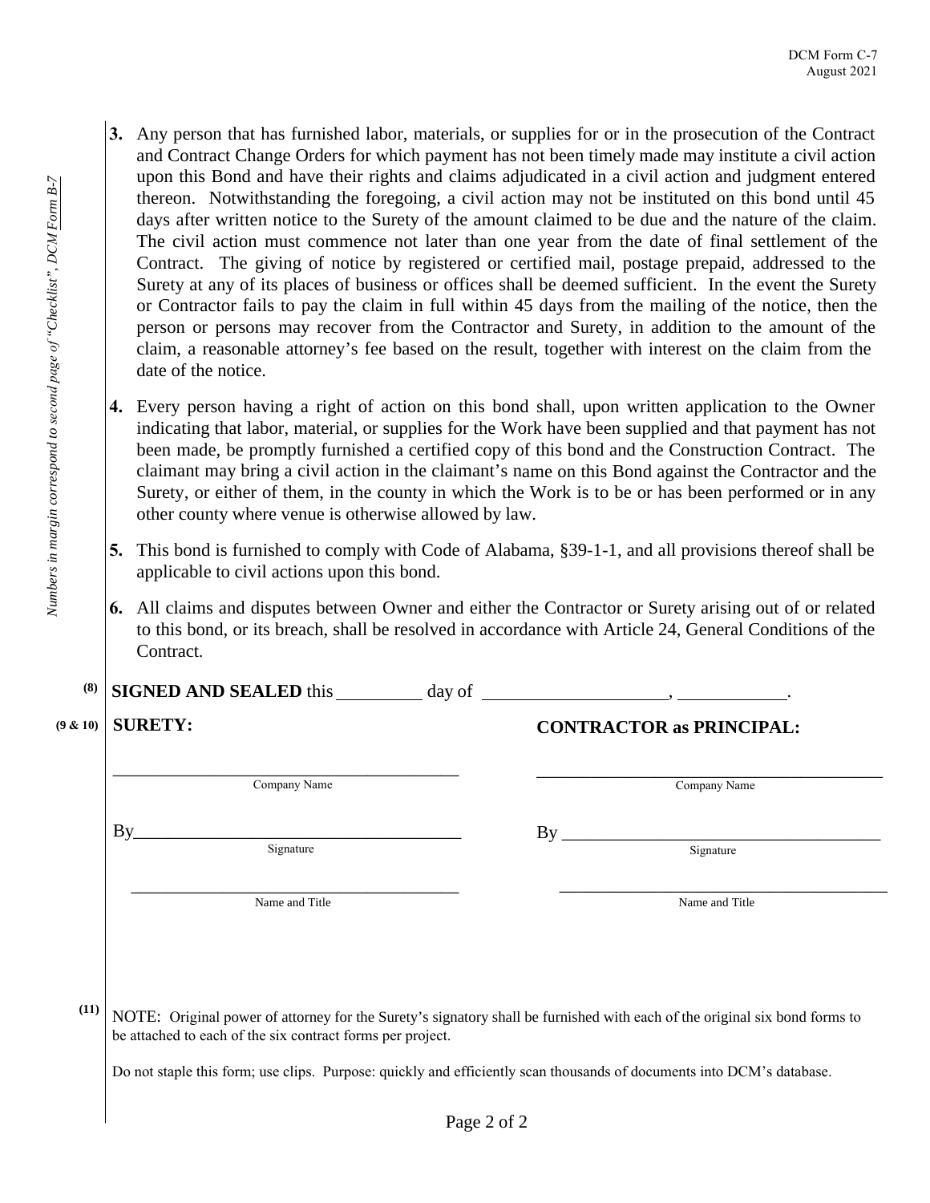3. Any person that has furnished labor, materials, or supplies for or in the prosecution of the Contract and Contract Change Orders for which payment has not been timely made may institute a civil action upon this Bond and have their rights and claims adjudicated in a civil action and judgment entered thereon. Notwithstanding the foregoing, a civil action may not be instituted on this bond until 45 days after written notice to the Surety of the amount claimed to be due and the nature of the claim. The civil action must commence not later than one year from the date of final settlement of the Contract. The giving of notice by registered or certified mail, postage prepaid, addressed to the Surety at any of its places of business or offices shall be deemed sufficient. In the event the Surety or Contractor fails to pay the claim in full within 45 days from the mailing of the notice, then the person or persons may recover from the Contractor and Surety, in addition to the amount of the claim, a reasonable attorney's fee based on the result, together with interest on the claim from the date of the notice.

4. Every person having a right of action on this bond shall, upon written application to the Owner indicating that labor, material, or supplies for the Work have been supplied and that payment has not been made, be promptly furnished a certified copy of this bond and the Construction Contract. The claimant may bring a civil action in the claimant's name on this Bond against the Contractor and the Surety, or either of them, in the county in which the Work is to be or has been performed or in any other county where venue is otherwise allowed by law.

5. This bond is furnished to comply with Code of Alabama, §39-1-1, and all provisions thereof shall be applicable to civil actions upon this bond.

6. All claims and disputes between Owner and either the Contractor or Surety arising out of or related to this bond, or its breach, shall be resolved in accordance with Article 24, General Conditions of the Contract.

*Numbers in margin correspond to second page of "Checklist", DCM Form B-7*

(8) **SIGNED AND SEALED** this __________ day of ____________________, ____________.

(9 & 10)

| **SURETY:** | **CONTRACTOR as PRINCIPAL:** |
|---|---|
| ______________________________ Company Name | ______________________________ Company Name |
| By______________________________ Signature | By ______________________________ Signature |
| ______________________________ Name and Title | ______________________________ Name and Title |

(11) NOTE: Original power of attorney for the Surety's signatory shall be furnished with each of the original six bond forms to be attached to each of the six contract forms per project.

Do not staple this form; use clips. Purpose: quickly and efficiently scan thousands of documents into DCM's database.